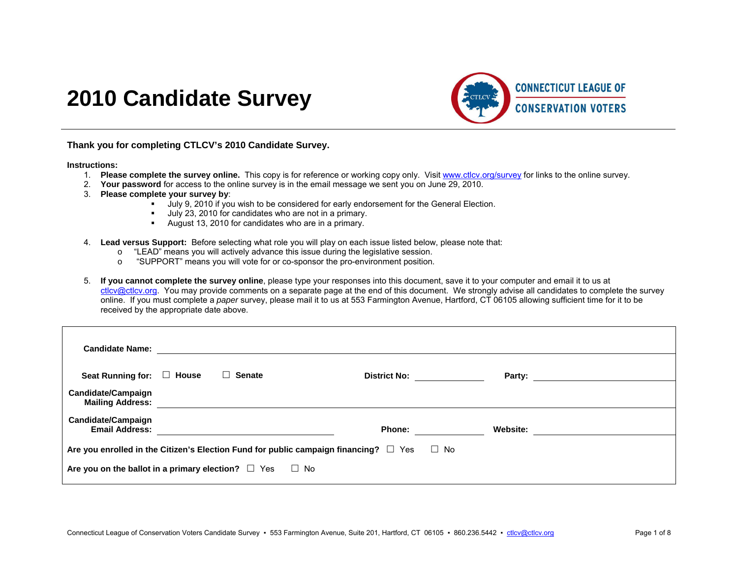# 2010 Candidate Survey

CONNECTICUT LEAGUE OF CONSERVATION VOTERS

**Thank you for completing CTLCV's 2010 Candidate Survey.**

**Instructions:**

1. **Please complete the survey online.** This copy is for reference or working copy only. Visit www.ctlcv.org/survey for links to the online survey.
2. **Your password** for access to the online survey is in the email message we sent you on June 29, 2010.
3. **Please complete your survey by**:
   - July 9, 2010 if you wish to be considered for early endorsement for the General Election.
   - July 23, 2010 for candidates who are not in a primary.
   - August 13, 2010 for candidates who are in a primary.
4. **Lead versus Support:** Before selecting what role you will play on each issue listed below, please note that:
   - "LEAD" means you will actively advance this issue during the legislative session.
   - "SUPPORT" means you will vote for or co-sponsor the pro-environment position.
5. **If you cannot complete the survey online**, please type your responses into this document, save it to your computer and email it to us at ctlcv@ctlcv.org. You may provide comments on a separate page at the end of this document. We strongly advise all candidates to complete the survey online. If you must complete a *paper* survey, please mail it to us at 553 Farmington Avenue, Hartford, CT 06105 allowing sufficient time for it to be received by the appropriate date above.

**Candidate Name:** ______________________________

**Seat Running for:** ☐ **House** ☐ **Senate** **District No:** __________ **Party:** __________

**Candidate/Campaign Mailing Address:** ______________________________

**Candidate/Campaign Email Address:** __________ **Phone:** __________ **Website:** __________

**Are you enrolled in the Citizen's Election Fund for public campaign financing?** ☐ Yes ☐ No

**Are you on the ballot in a primary election?** ☐ Yes ☐ No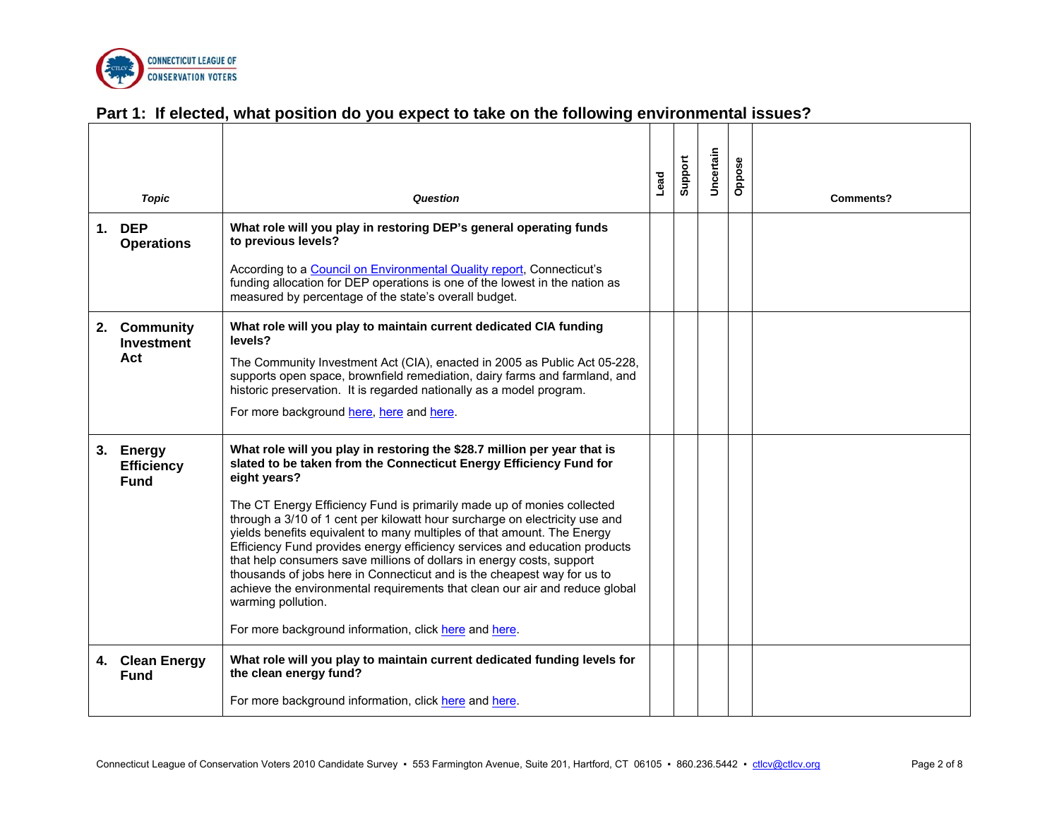## Part 1: If elected, what position do you expect to take on the following environmental issues?

| *Topic* | *Question* | Lead | Support | Uncertain | Oppose | Comments? |
|---|---|---|---|---|---|---|
| **1. DEP Operations** | **What role will you play in restoring DEP's general operating funds to previous levels?**<br><br>According to a Council on Environmental Quality report, Connecticut's funding allocation for DEP operations is one of the lowest in the nation as measured by percentage of the state's overall budget. | | | | | |
| **2. Community Investment Act** | **What role will you play to maintain current dedicated CIA funding levels?**<br><br>The Community Investment Act (CIA), enacted in 2005 as Public Act 05-228, supports open space, brownfield remediation, dairy farms and farmland, and historic preservation. It is regarded nationally as a model program.<br><br>For more background here, here and here. | | | | | |
| **3. Energy Efficiency Fund** | **What role will you play in restoring the $28.7 million per year that is slated to be taken from the Connecticut Energy Efficiency Fund for eight years?**<br><br>The CT Energy Efficiency Fund is primarily made up of monies collected through a 3/10 of 1 cent per kilowatt hour surcharge on electricity use and yields benefits equivalent to many multiples of that amount. The Energy Efficiency Fund provides energy efficiency services and education products that help consumers save millions of dollars in energy costs, support thousands of jobs here in Connecticut and is the cheapest way for us to achieve the environmental requirements that clean our air and reduce global warming pollution.<br><br>For more background information, click here and here. | | | | | |
| **4. Clean Energy Fund** | **What role will you play to maintain current dedicated funding levels for the clean energy fund?**<br><br>For more background information, click here and here. | | | | | |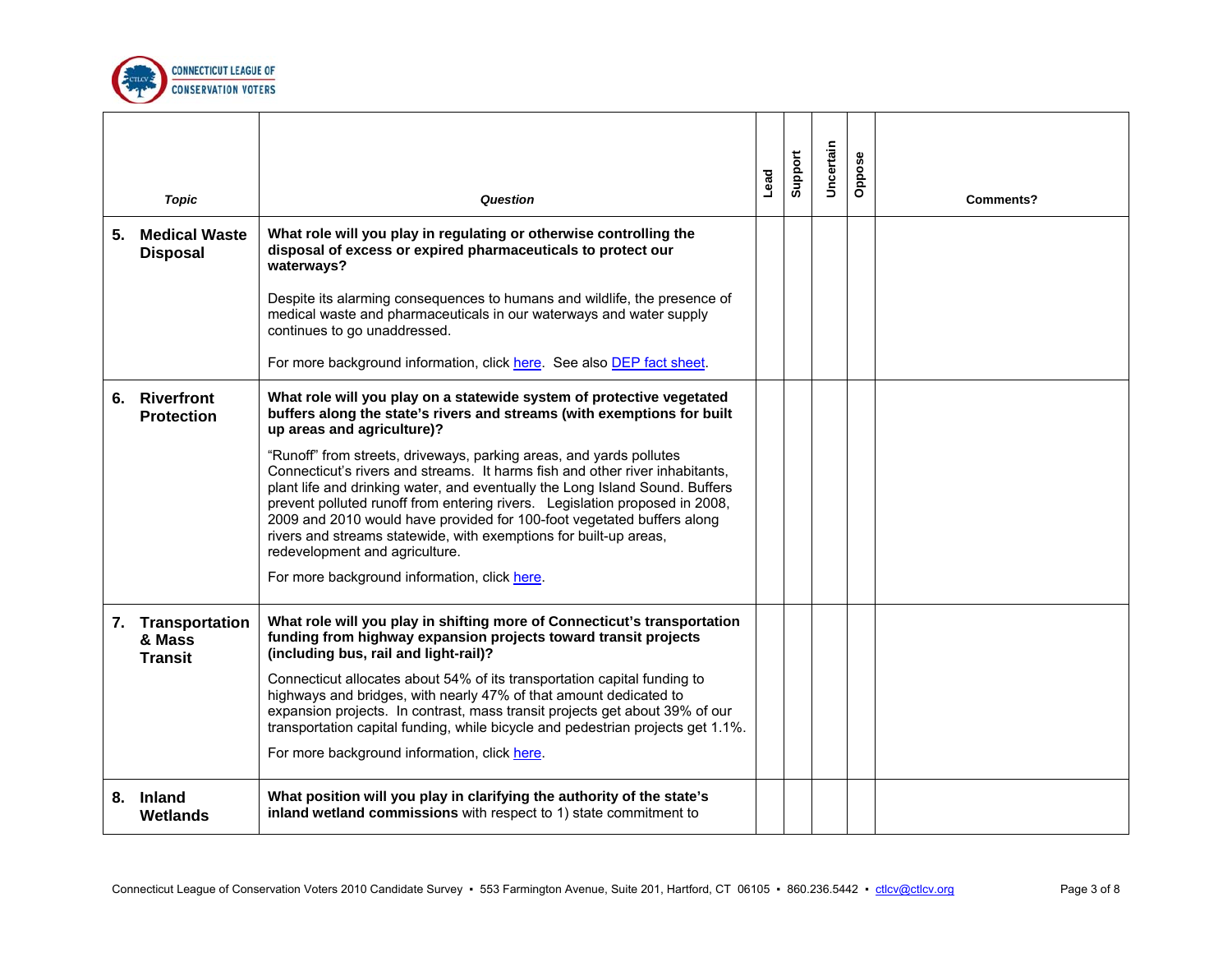| *Topic* | *Question* | Lead | Support | Uncertain | Oppose | Comments? |
|---|---|---|---|---|---|---|
| **5. Medical Waste Disposal** | **What role will you play in regulating or otherwise controlling the disposal of excess or expired pharmaceuticals to protect our waterways?**<br><br>Despite its alarming consequences to humans and wildlife, the presence of medical waste and pharmaceuticals in our waterways and water supply continues to go unaddressed.<br><br>For more background information, click here. See also DEP fact sheet. | | | | | |
| **6. Riverfront Protection** | **What role will you play on a statewide system of protective vegetated buffers along the state's rivers and streams (with exemptions for built up areas and agriculture)?**<br><br>"Runoff" from streets, driveways, parking areas, and yards pollutes Connecticut's rivers and streams. It harms fish and other river inhabitants, plant life and drinking water, and eventually the Long Island Sound. Buffers prevent polluted runoff from entering rivers. Legislation proposed in 2008, 2009 and 2010 would have provided for 100-foot vegetated buffers along rivers and streams statewide, with exemptions for built-up areas, redevelopment and agriculture.<br><br>For more background information, click here. | | | | | |
| **7. Transportation & Mass Transit** | **What role will you play in shifting more of Connecticut's transportation funding from highway expansion projects toward transit projects (including bus, rail and light-rail)?**<br><br>Connecticut allocates about 54% of its transportation capital funding to highways and bridges, with nearly 47% of that amount dedicated to expansion projects. In contrast, mass transit projects get about 39% of our transportation capital funding, while bicycle and pedestrian projects get 1.1%.<br><br>For more background information, click here. | | | | | |
| **8. Inland Wetlands** | **What position will you play in clarifying the authority of the state's inland wetland commissions** with respect to 1) state commitment to | | | | | |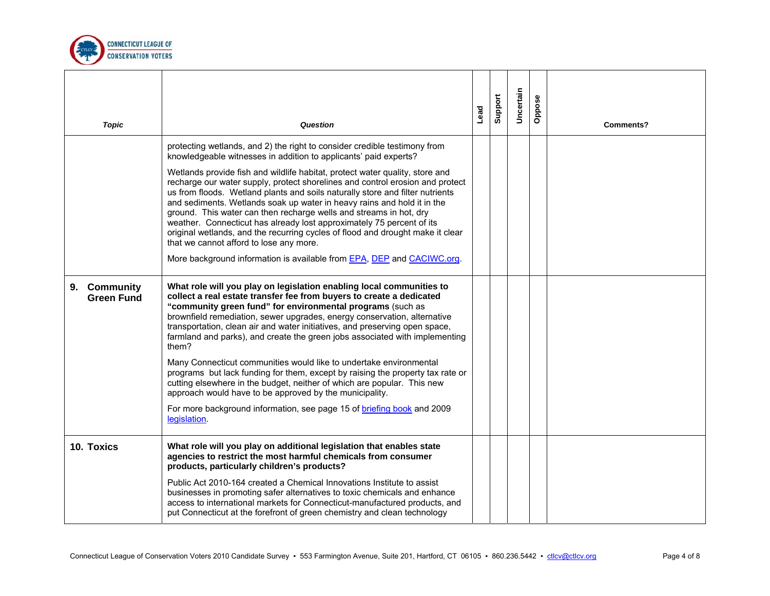| Topic | Question | Lead | Support | Uncertain | Oppose | Comments? |
|---|---|---|---|---|---|---|
| | protecting wetlands, and 2) the right to consider credible testimony from knowledgeable witnesses in addition to applicants' paid experts?<br><br>Wetlands provide fish and wildlife habitat, protect water quality, store and recharge our water supply, protect shorelines and control erosion and protect us from floods. Wetland plants and soils naturally store and filter nutrients and sediments. Wetlands soak up water in heavy rains and hold it in the ground. This water can then recharge wells and streams in hot, dry weather. Connecticut has already lost approximately 75 percent of its original wetlands, and the recurring cycles of flood and drought make it clear that we cannot afford to lose any more.<br><br>More background information is available from EPA, DEP and CACIWC.org. | | | | | |
| **9. Community Green Fund** | **What role will you play on legislation enabling local communities to collect a real estate transfer fee from buyers to create a dedicated "community green fund" for environmental programs** (such as brownfield remediation, sewer upgrades, energy conservation, alternative transportation, clean air and water initiatives, and preserving open space, farmland and parks), and create the green jobs associated with implementing them?<br><br>Many Connecticut communities would like to undertake environmental programs but lack funding for them, except by raising the property tax rate or cutting elsewhere in the budget, neither of which are popular. This new approach would have to be approved by the municipality.<br><br>For more background information, see page 15 of briefing book and 2009 legislation. | | | | | |
| **10. Toxics** | **What role will you play on additional legislation that enables state agencies to restrict the most harmful chemicals from consumer products, particularly children's products?**<br><br>Public Act 2010-164 created a Chemical Innovations Institute to assist businesses in promoting safer alternatives to toxic chemicals and enhance access to international markets for Connecticut-manufactured products, and put Connecticut at the forefront of green chemistry and clean technology | | | | | |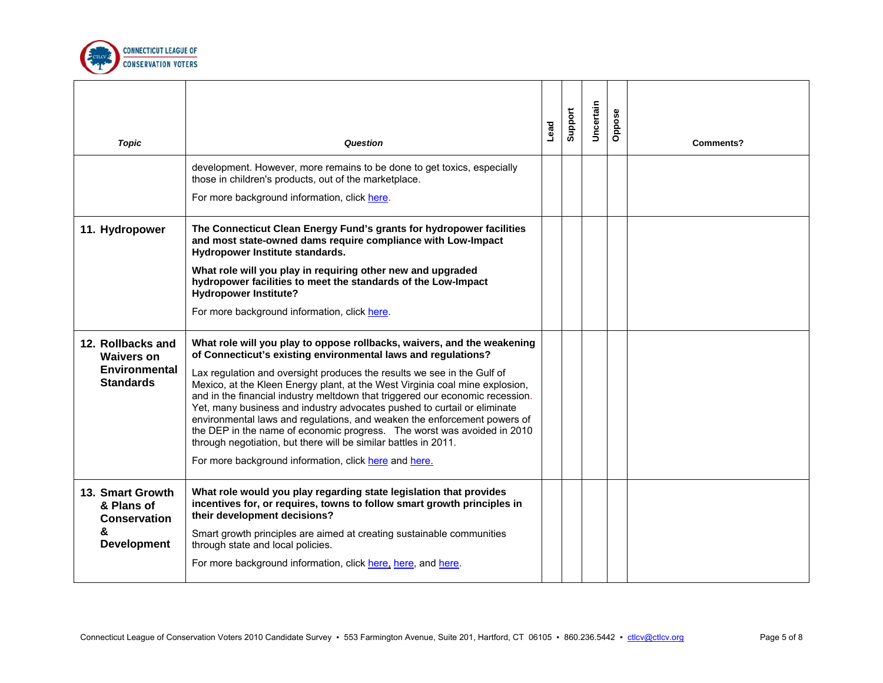| *Topic* | *Question* | Lead | Support | Uncertain | Oppose | Comments? |
|---|---|---|---|---|---|---|
| | development. However, more remains to be done to get toxics, especially those in children's products, out of the marketplace.<br><br>For more background information, click here. | | | | | |
| **11. Hydropower** | **The Connecticut Clean Energy Fund's grants for hydropower facilities and most state-owned dams require compliance with Low-Impact Hydropower Institute standards.**<br><br>**What role will you play in requiring other new and upgraded hydropower facilities to meet the standards of the Low-Impact Hydropower Institute?**<br><br>For more background information, click here. | | | | | |
| **12. Rollbacks and Waivers on Environmental Standards** | **What role will you play to oppose rollbacks, waivers, and the weakening of Connecticut's existing environmental laws and regulations?**<br><br>Lax regulation and oversight produces the results we see in the Gulf of Mexico, at the Kleen Energy plant, at the West Virginia coal mine explosion, and in the financial industry meltdown that triggered our economic recession. Yet, many business and industry advocates pushed to curtail or eliminate environmental laws and regulations, and weaken the enforcement powers of the DEP in the name of economic progress. The worst was avoided in 2010 through negotiation, but there will be similar battles in 2011.<br><br>For more background information, click here and here. | | | | | |
| **13. Smart Growth & Plans of Conservation & Development** | **What role would you play regarding state legislation that provides incentives for, or requires, towns to follow smart growth principles in their development decisions?**<br><br>Smart growth principles are aimed at creating sustainable communities through state and local policies.<br><br>For more background information, click here, here, and here. | | | | | |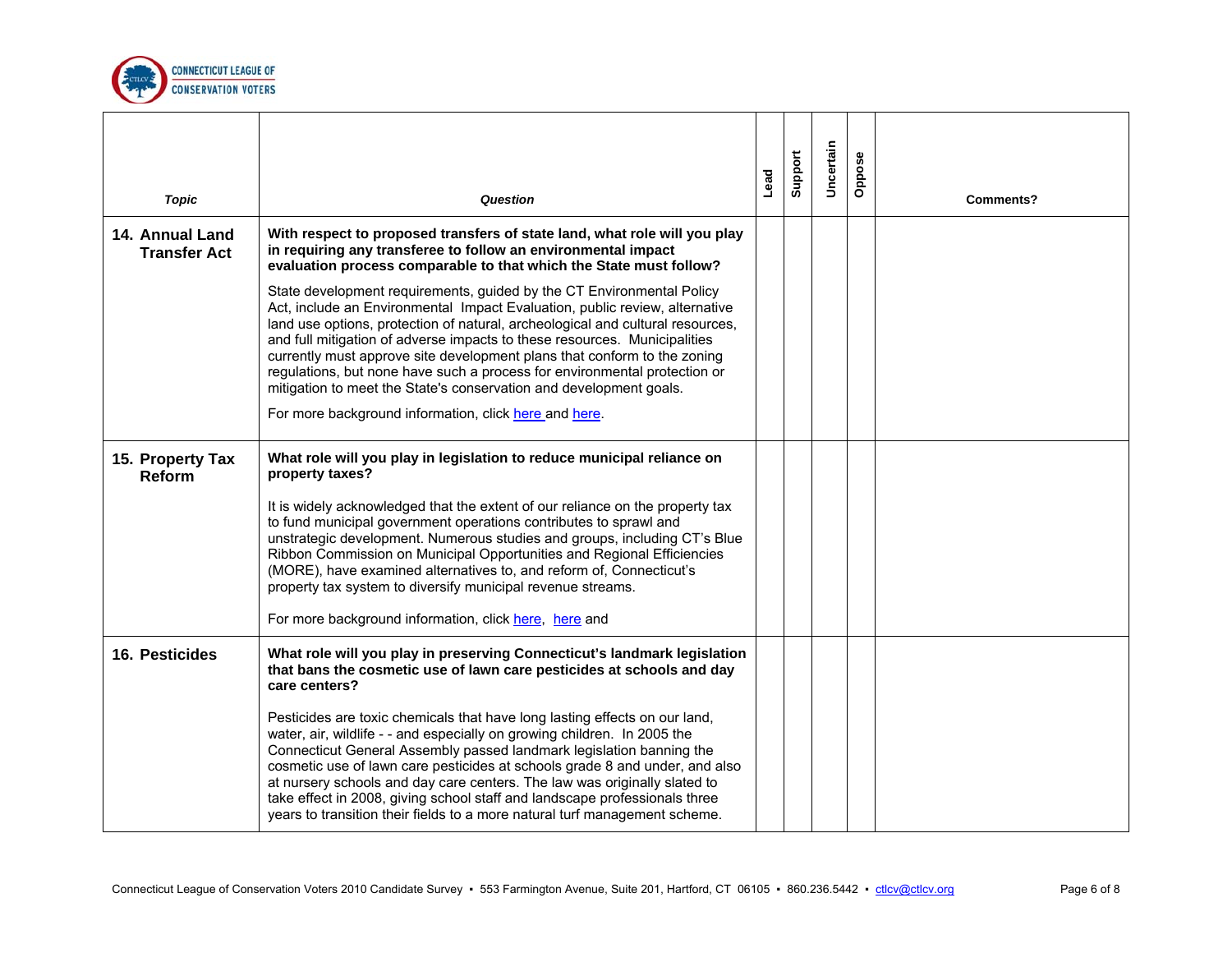| *Topic* | *Question* | Lead | Support | Uncertain | Oppose | Comments? |
|---|---|---|---|---|---|---|
| **14. Annual Land Transfer Act** | **With respect to proposed transfers of state land, what role will you play in requiring any transferee to follow an environmental impact evaluation process comparable to that which the State must follow?**<br><br>State development requirements, guided by the CT Environmental Policy Act, include an Environmental Impact Evaluation, public review, alternative land use options, protection of natural, archeological and cultural resources, and full mitigation of adverse impacts to these resources. Municipalities currently must approve site development plans that conform to the zoning regulations, but none have such a process for environmental protection or mitigation to meet the State's conservation and development goals.<br><br>For more background information, click here and here. | | | | | |
| **15. Property Tax Reform** | **What role will you play in legislation to reduce municipal reliance on property taxes?**<br><br>It is widely acknowledged that the extent of our reliance on the property tax to fund municipal government operations contributes to sprawl and unstrategic development. Numerous studies and groups, including CT's Blue Ribbon Commission on Municipal Opportunities and Regional Efficiencies (MORE), have examined alternatives to, and reform of, Connecticut's property tax system to diversify municipal revenue streams.<br><br>For more background information, click here, here and | | | | | |
| **16. Pesticides** | **What role will you play in preserving Connecticut's landmark legislation that bans the cosmetic use of lawn care pesticides at schools and day care centers?**<br><br>Pesticides are toxic chemicals that have long lasting effects on our land, water, air, wildlife - - and especially on growing children. In 2005 the Connecticut General Assembly passed landmark legislation banning the cosmetic use of lawn care pesticides at schools grade 8 and under, and also at nursery schools and day care centers. The law was originally slated to take effect in 2008, giving school staff and landscape professionals three years to transition their fields to a more natural turf management scheme. | | | | | |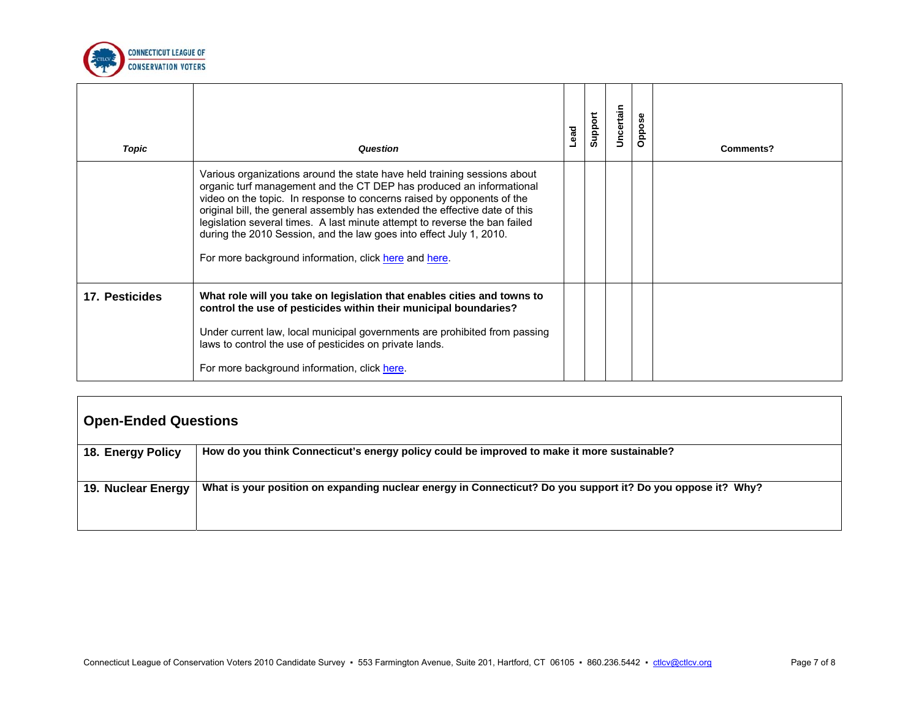| Topic | Question | Lead | Support | Uncertain | Oppose | Comments? |
|---|---|---|---|---|---|---|
| | Various organizations around the state have held training sessions about organic turf management and the CT DEP has produced an informational video on the topic. In response to concerns raised by opponents of the original bill, the general assembly has extended the effective date of this legislation several times. A last minute attempt to reverse the ban failed during the 2010 Session, and the law goes into effect July 1, 2010.<br><br>For more background information, click here and here. | | | | | |
| **17. Pesticides** | **What role will you take on legislation that enables cities and towns to control the use of pesticides within their municipal boundaries?**<br><br>Under current law, local municipal governments are prohibited from passing laws to control the use of pesticides on private lands.<br><br>For more background information, click here. | | | | | |

## Open-Ended Questions

| Topic | Question |
|---|---|
| **18. Energy Policy** | **How do you think Connecticut's energy policy could be improved to make it more sustainable?** |
| **19. Nuclear Energy** | **What is your position on expanding nuclear energy in Connecticut? Do you support it? Do you oppose it? Why?** |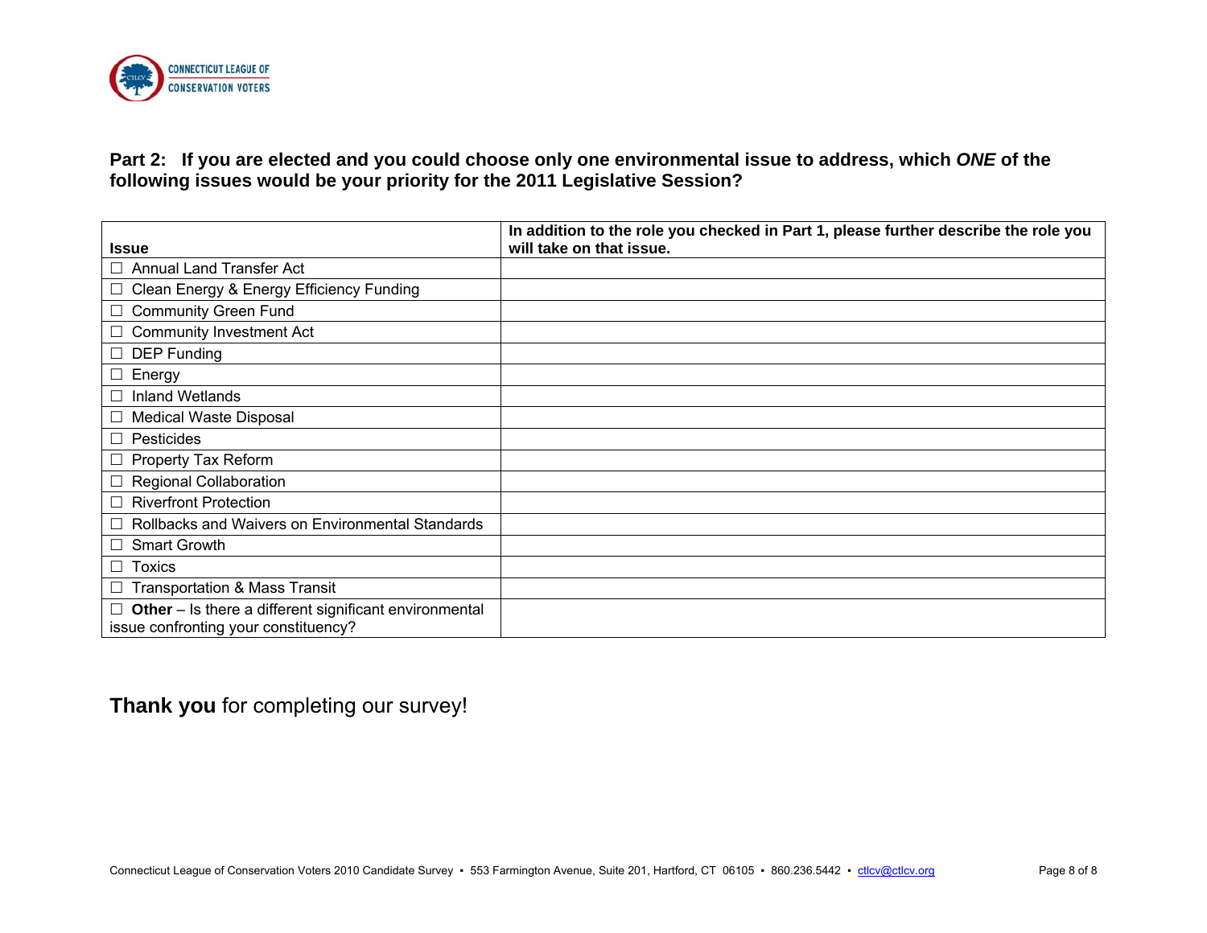**Part 2: If you are elected and you could choose only one environmental issue to address, which *ONE* of the following issues would be your priority for the 2011 Legislative Session?**

| Issue | In addition to the role you checked in Part 1, please further describe the role you will take on that issue. |
|---|---|
| ☐ Annual Land Transfer Act | |
| ☐ Clean Energy & Energy Efficiency Funding | |
| ☐ Community Green Fund | |
| ☐ Community Investment Act | |
| ☐ DEP Funding | |
| ☐ Energy | |
| ☐ Inland Wetlands | |
| ☐ Medical Waste Disposal | |
| ☐ Pesticides | |
| ☐ Property Tax Reform | |
| ☐ Regional Collaboration | |
| ☐ Riverfront Protection | |
| ☐ Rollbacks and Waivers on Environmental Standards | |
| ☐ Smart Growth | |
| ☐ Toxics | |
| ☐ Transportation & Mass Transit | |
| ☐ **Other** – Is there a different significant environmental issue confronting your constituency? | |

**Thank you** for completing our survey!